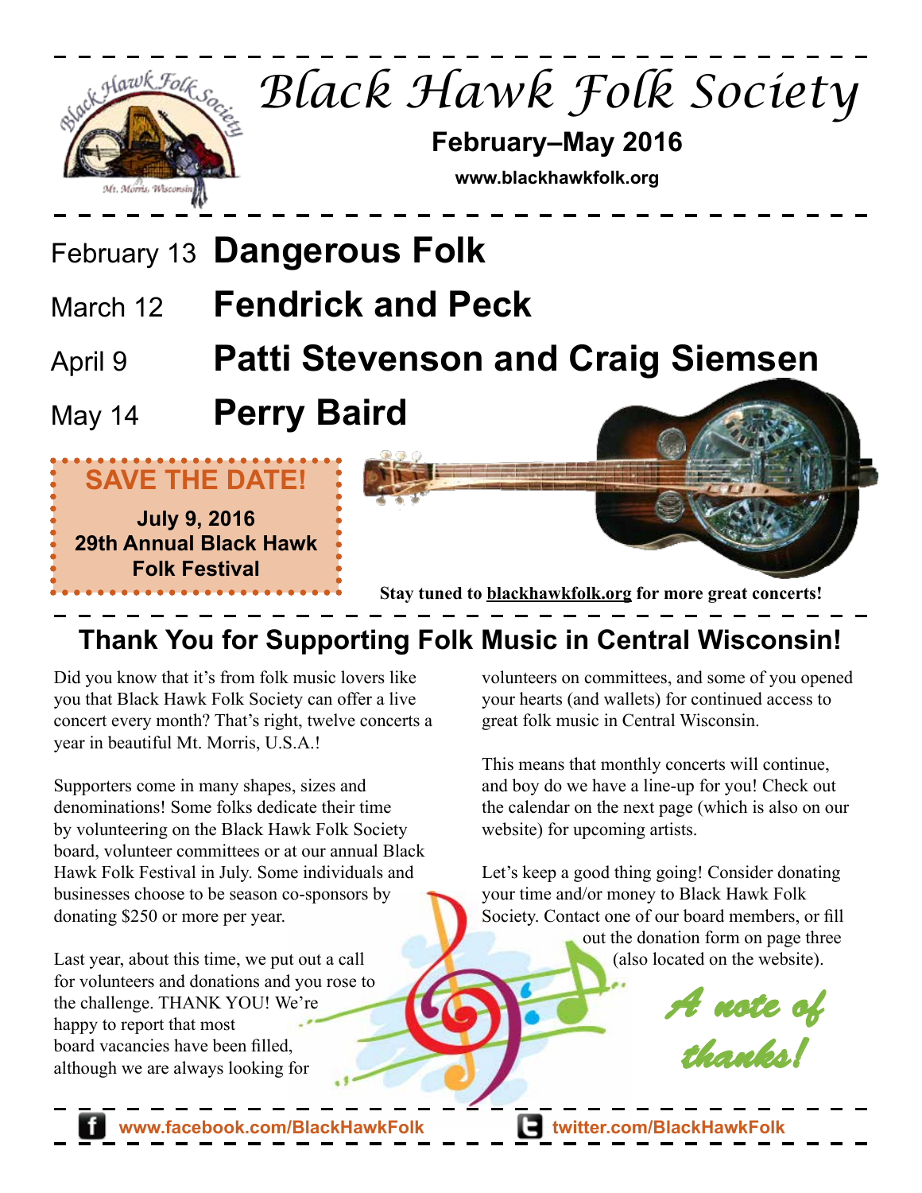# Black Hawk Folk Society

**February–May 2016**

**www.blackhawkfolk.org**

February 13 **Dangerous Folk**

March 12 **Fendrick and Peck**

April 9 **Patti Stevenson and Craig Siemsen**

May 14 **Perry Baird**

**SAVE THE DATE!**

**July 9, 2016**
**29th Annual Black Hawk Folk Festival**

**Stay tuned to blackhawkfolk.org for more great concerts!**

## Thank You for Supporting Folk Music in Central Wisconsin!

Did you know that it's from folk music lovers like you that Black Hawk Folk Society can offer a live concert every month? That's right, twelve concerts a year in beautiful Mt. Morris, U.S.A.!

Supporters come in many shapes, sizes and denominations! Some folks dedicate their time by volunteering on the Black Hawk Folk Society board, volunteer committees or at our annual Black Hawk Folk Festival in July. Some individuals and businesses choose to be season co-sponsors by donating $250 or more per year.

Last year, about this time, we put out a call for volunteers and donations and you rose to the challenge. THANK YOU! We're happy to report that most board vacancies have been filled, although we are always looking for volunteers on committees, and some of you opened your hearts (and wallets) for continued access to great folk music in Central Wisconsin.

This means that monthly concerts will continue, and boy do we have a line-up for you! Check out the calendar on the next page (which is also on our website) for upcoming artists.

Let's keep a good thing going! Consider donating your time and/or money to Black Hawk Folk Society. Contact one of our board members, or fill out the donation form on page three (also located on the website).

*A note of thanks!*

www.facebook.com/BlackHawkFolk twitter.com/BlackHawkFolk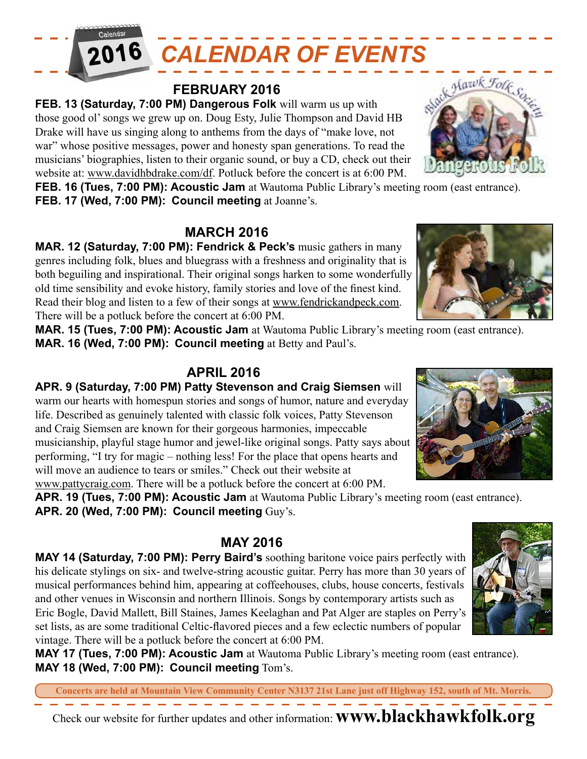# 2016 CALENDAR OF EVENTS

## FEBRUARY 2016

**FEB. 13 (Saturday, 7:00 PM) Dangerous Folk** will warm us up with those good ol' songs we grew up on. Doug Esty, Julie Thompson and David HB Drake will have us singing along to anthems from the days of "make love, not war" whose positive messages, power and honesty span generations. To read the musicians' biographies, listen to their organic sound, or buy a CD, check out their website at: www.davidhbdrake.com/df. Potluck before the concert is at 6:00 PM.

**FEB. 16 (Tues, 7:00 PM): Acoustic Jam** at Wautoma Public Library's meeting room (east entrance).

**FEB. 17 (Wed, 7:00 PM): Council meeting** at Joanne's.

## MARCH 2016

**MAR. 12 (Saturday, 7:00 PM): Fendrick & Peck's** music gathers in many genres including folk, blues and bluegrass with a freshness and originality that is both beguiling and inspirational. Their original songs harken to some wonderfully old time sensibility and evoke history, family stories and love of the finest kind. Read their blog and listen to a few of their songs at www.fendrickandpeck.com. There will be a potluck before the concert at 6:00 PM.

**MAR. 15 (Tues, 7:00 PM): Acoustic Jam** at Wautoma Public Library's meeting room (east entrance).

**MAR. 16 (Wed, 7:00 PM): Council meeting** at Betty and Paul's.

## APRIL 2016

**APR. 9 (Saturday, 7:00 PM) Patty Stevenson and Craig Siemsen** will warm our hearts with homespun stories and songs of humor, nature and everyday life. Described as genuinely talented with classic folk voices, Patty Stevenson and Craig Siemsen are known for their gorgeous harmonies, impeccable musicianship, playful stage humor and jewel-like original songs. Patty says about performing, "I try for magic – nothing less! For the place that opens hearts and will move an audience to tears or smiles." Check out their website at www.pattycraig.com. There will be a potluck before the concert at 6:00 PM.

**APR. 19 (Tues, 7:00 PM): Acoustic Jam** at Wautoma Public Library's meeting room (east entrance).

**APR. 20 (Wed, 7:00 PM): Council meeting** Guy's.

## MAY 2016

**MAY 14 (Saturday, 7:00 PM): Perry Baird's** soothing baritone voice pairs perfectly with his delicate stylings on six- and twelve-string acoustic guitar. Perry has more than 30 years of musical performances behind him, appearing at coffeehouses, clubs, house concerts, festivals and other venues in Wisconsin and northern Illinois. Songs by contemporary artists such as Eric Bogle, David Mallett, Bill Staines, James Keelaghan and Pat Alger are staples on Perry's set lists, as are some traditional Celtic-flavored pieces and a few eclectic numbers of popular vintage. There will be a potluck before the concert at 6:00 PM.

**MAY 17 (Tues, 7:00 PM): Acoustic Jam** at Wautoma Public Library's meeting room (east entrance).

**MAY 18 (Wed, 7:00 PM): Council meeting** Tom's.

**Concerts are held at Mountain View Community Center N3137 21st Lane just off Highway 152, south of Mt. Morris.**

Check our website for further updates and other information: **www.blackhawkfolk.org**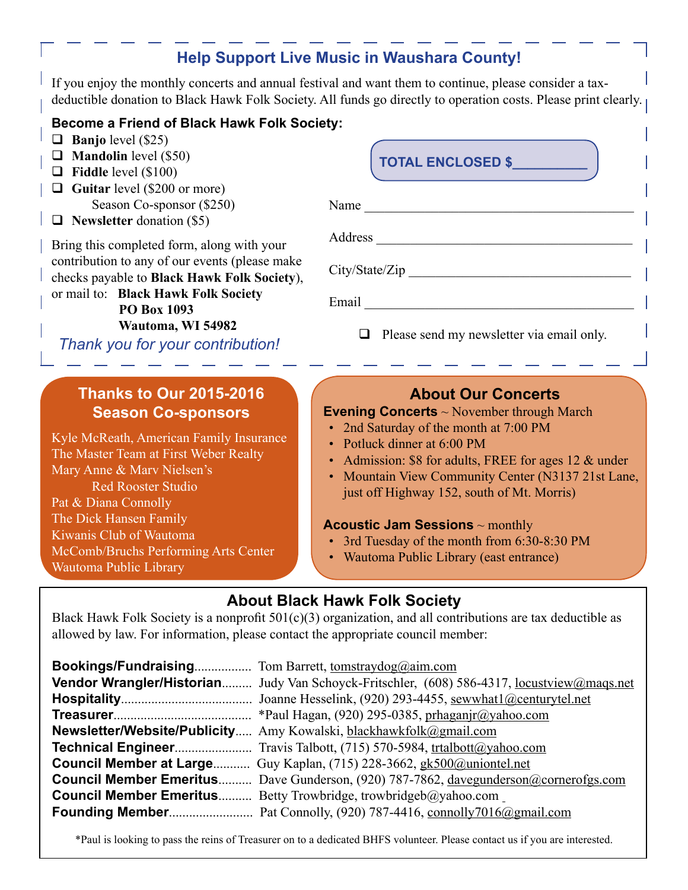## Help Support Live Music in Waushara County!

If you enjoy the monthly concerts and annual festival and want them to continue, please consider a tax-deductible donation to Black Hawk Folk Society. All funds go directly to operation costs. Please print clearly.

**Become a Friend of Black Hawk Folk Society:**

- ❑ **Banjo** level ($25)
- ❑ **Mandolin** level ($50)
- ❑ **Fiddle** level ($100)
- ❑ **Guitar** level ($200 or more)
  Season Co-sponsor ($250)
- ❑ **Newsletter** donation ($5)

Bring this completed form, along with your contribution to any of our events (please make checks payable to **Black Hawk Folk Society**), or mail to: **Black Hawk Folk Society**
**PO Box 1093**
**Wautoma, WI 54982**

*Thank you for your contribution!*

**TOTAL ENCLOSED $__________**

Name ________________________________________

Address ______________________________________

City/State/Zip _________________________________

Email ________________________________________

❑ Please send my newsletter via email only.

## Thanks to Our 2015-2016 Season Co-sponsors

Kyle McReath, American Family Insurance
The Master Team at First Weber Realty
Mary Anne & Marv Nielsen's Red Rooster Studio
Pat & Diana Connolly
The Dick Hansen Family
Kiwanis Club of Wautoma
McComb/Bruchs Performing Arts Center
Wautoma Public Library

## About Our Concerts

**Evening Concerts** ~ November through March

- 2nd Saturday of the month at 7:00 PM
- Potluck dinner at 6:00 PM
- Admission: $8 for adults, FREE for ages 12 & under
- Mountain View Community Center (N3137 21st Lane, just off Highway 152, south of Mt. Morris)

**Acoustic Jam Sessions** ~ monthly

- 3rd Tuesday of the month from 6:30-8:30 PM
- Wautoma Public Library (east entrance)

## About Black Hawk Folk Society

Black Hawk Folk Society is a nonprofit 501(c)(3) organization, and all contributions are tax deductible as allowed by law. For information, please contact the appropriate council member:

**Bookings/Fundraising**................. Tom Barrett, tomstraydog@aim.com
**Vendor Wrangler/Historian**......... Judy Van Schoyck-Fritschler, (608) 586-4317, locustview@maqs.net
**Hospitality**...................................... Joanne Hesselink, (920) 293-4455, sewwhat1@centurytel.net
**Treasurer**......................................... *Paul Hagan, (920) 295-0385, prhaganjr@yahoo.com
**Newsletter/Website/Publicity**..... Amy Kowalski, blackhawkfolk@gmail.com
**Technical Engineer**....................... Travis Talbott, (715) 570-5984, trtalbott@yahoo.com
**Council Member at Large**........... Guy Kaplan, (715) 228-3662, gk500@uniontel.net
**Council Member Emeritus**.......... Dave Gunderson, (920) 787-7862, davegunderson@cornerofgs.com
**Council Member Emeritus**.......... Betty Trowbridge, trowbridgeb@yahoo.com
**Founding Member**......................... Pat Connolly, (920) 787-4416, connolly7016@gmail.com

*Paul is looking to pass the reins of Treasurer on to a dedicated BHFS volunteer. Please contact us if you are interested.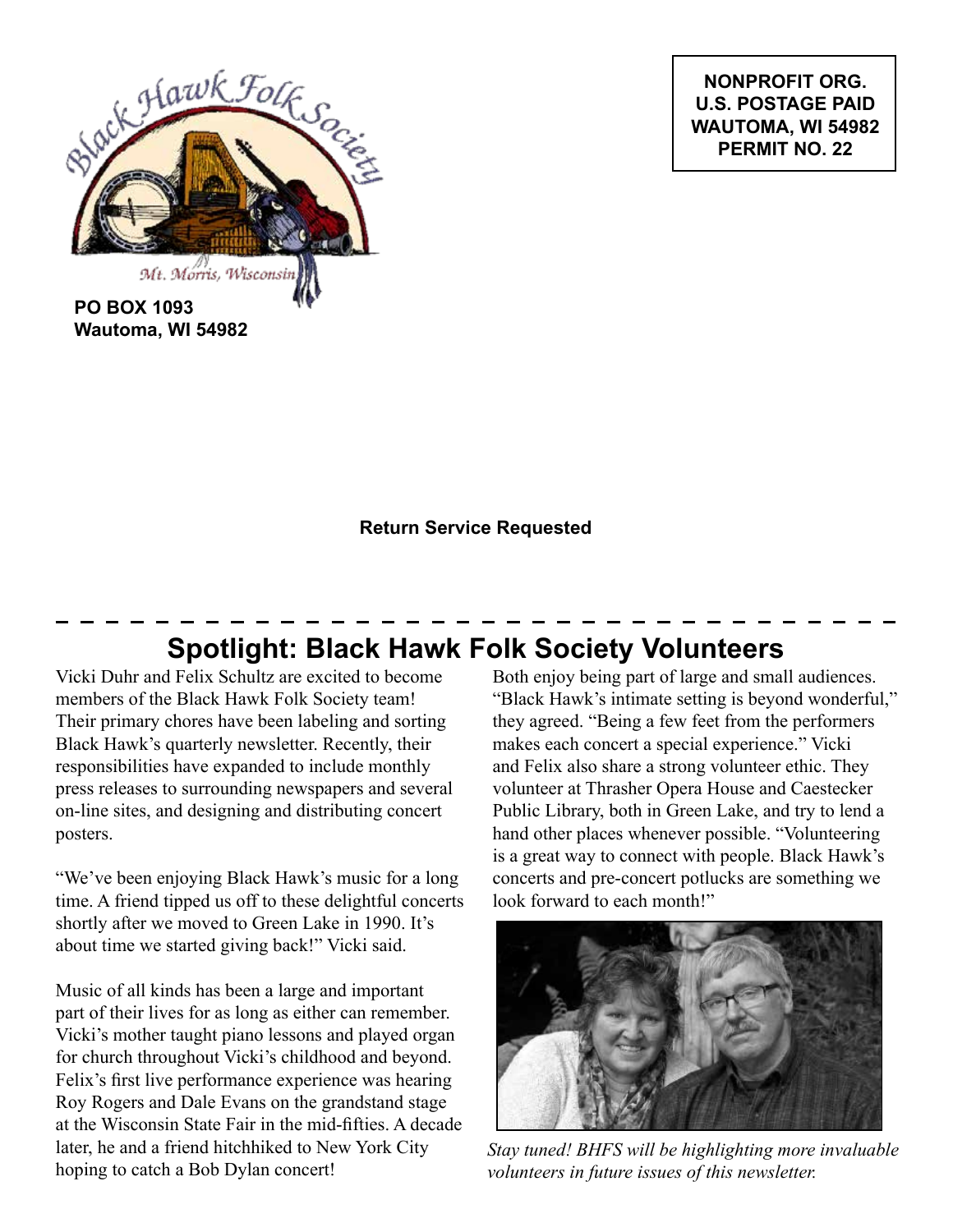Black Hawk Folk Society

Mt. Morris, Wisconsin

**PO BOX 1093**
**Wautoma, WI 54982**

**NONPROFIT ORG.**
**U.S. POSTAGE PAID**
**WAUTOMA, WI 54982**
**PERMIT NO. 22**

**Return Service Requested**

## Spotlight: Black Hawk Folk Society Volunteers

Vicki Duhr and Felix Schultz are excited to become members of the Black Hawk Folk Society team! Their primary chores have been labeling and sorting Black Hawk's quarterly newsletter. Recently, their responsibilities have expanded to include monthly press releases to surrounding newspapers and several on-line sites, and designing and distributing concert posters.

"We've been enjoying Black Hawk's music for a long time. A friend tipped us off to these delightful concerts shortly after we moved to Green Lake in 1990. It's about time we started giving back!" Vicki said.

Music of all kinds has been a large and important part of their lives for as long as either can remember. Vicki's mother taught piano lessons and played organ for church throughout Vicki's childhood and beyond. Felix's first live performance experience was hearing Roy Rogers and Dale Evans on the grandstand stage at the Wisconsin State Fair in the mid-fifties. A decade later, he and a friend hitchhiked to New York City hoping to catch a Bob Dylan concert!

Both enjoy being part of large and small audiences. "Black Hawk's intimate setting is beyond wonderful," they agreed. "Being a few feet from the performers makes each concert a special experience." Vicki and Felix also share a strong volunteer ethic. They volunteer at Thrasher Opera House and Caestecker Public Library, both in Green Lake, and try to lend a hand other places whenever possible. "Volunteering is a great way to connect with people. Black Hawk's concerts and pre-concert potlucks are something we look forward to each month!"

*Stay tuned! BHFS will be highlighting more invaluable volunteers in future issues of this newsletter.*